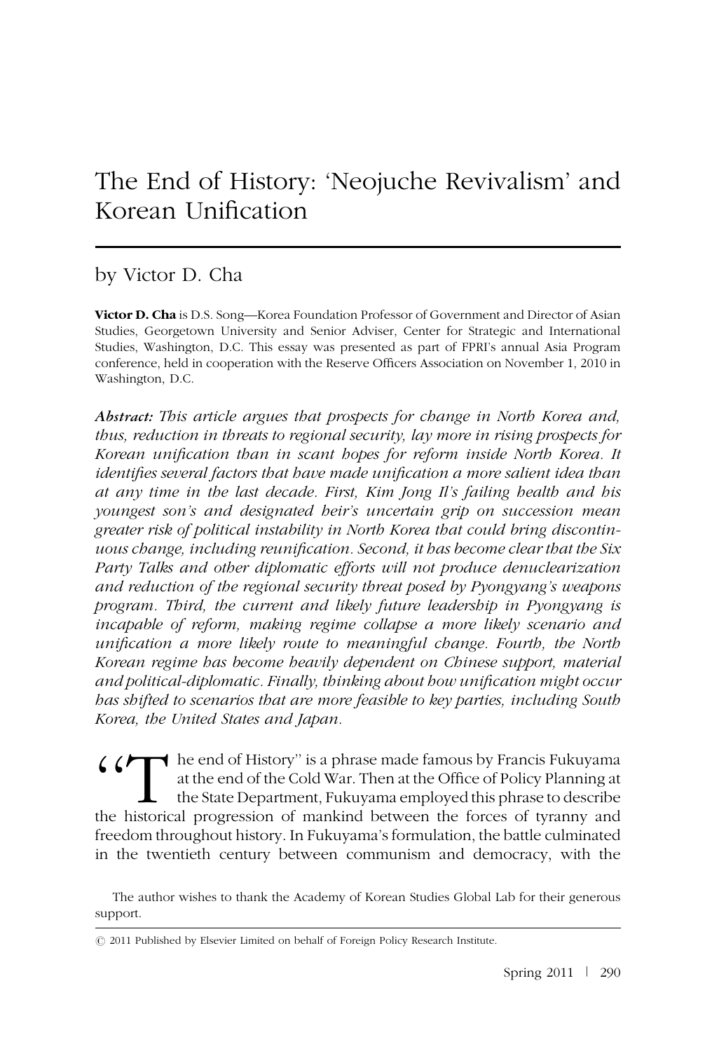# The End of History: 'Neojuche Revivalism' and Korean Unification

by Victor D. Cha

**Victor D. Cha** is D.S. Song—Korea Foundation Professor of Government and Director of Asian Studies, Georgetown University and Senior Adviser, Center for Strategic and International Studies, Washington, D.C. This essay was presented as part of FPRI's annual Asia Program conference, held in cooperation with the Reserve Officers Association on November 1, 2010 in Washington, D.C.

***Abstract:*** *This article argues that prospects for change in North Korea and, thus, reduction in threats to regional security, lay more in rising prospects for Korean unification than in scant hopes for reform inside North Korea. It identifies several factors that have made unification a more salient idea than at any time in the last decade. First, Kim Jong Il's failing health and his youngest son's and designated heir's uncertain grip on succession mean greater risk of political instability in North Korea that could bring discontinuous change, including reunification. Second, it has become clear that the Six Party Talks and other diplomatic efforts will not produce denuclearization and reduction of the regional security threat posed by Pyongyang's weapons program. Third, the current and likely future leadership in Pyongyang is incapable of reform, making regime collapse a more likely scenario and unification a more likely route to meaningful change. Fourth, the North Korean regime has become heavily dependent on Chinese support, material and political-diplomatic. Finally, thinking about how unification might occur has shifted to scenarios that are more feasible to key parties, including South Korea, the United States and Japan.*

"The end of History" is a phrase made famous by Francis Fukuyama at the end of the Cold War. Then at the Office of Policy Planning at the State Department, Fukuyama employed this phrase to describe the historical progression of mankind between the forces of tyranny and freedom throughout history. In Fukuyama's formulation, the battle culminated in the twentieth century between communism and democracy, with the

The author wishes to thank the Academy of Korean Studies Global Lab for their generous support.

© 2011 Published by Elsevier Limited on behalf of Foreign Policy Research Institute.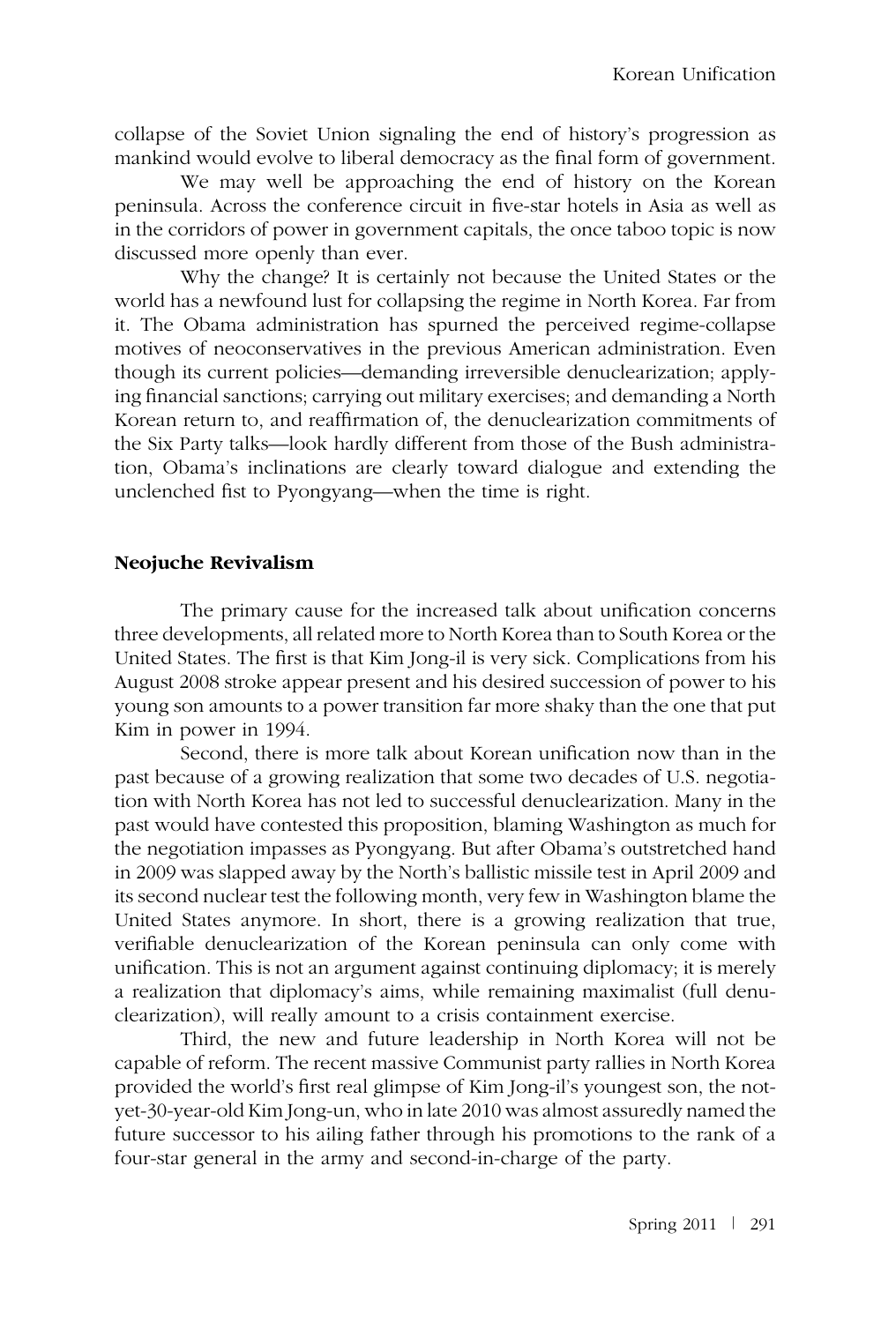collapse of the Soviet Union signaling the end of history's progression as mankind would evolve to liberal democracy as the final form of government.

We may well be approaching the end of history on the Korean peninsula. Across the conference circuit in five-star hotels in Asia as well as in the corridors of power in government capitals, the once taboo topic is now discussed more openly than ever.

Why the change? It is certainly not because the United States or the world has a newfound lust for collapsing the regime in North Korea. Far from it. The Obama administration has spurned the perceived regime-collapse motives of neoconservatives in the previous American administration. Even though its current policies—demanding irreversible denuclearization; applying financial sanctions; carrying out military exercises; and demanding a North Korean return to, and reaffirmation of, the denuclearization commitments of the Six Party talks—look hardly different from those of the Bush administration, Obama's inclinations are clearly toward dialogue and extending the unclenched fist to Pyongyang—when the time is right.

## Neojuche Revivalism

The primary cause for the increased talk about unification concerns three developments, all related more to North Korea than to South Korea or the United States. The first is that Kim Jong-il is very sick. Complications from his August 2008 stroke appear present and his desired succession of power to his young son amounts to a power transition far more shaky than the one that put Kim in power in 1994.

Second, there is more talk about Korean unification now than in the past because of a growing realization that some two decades of U.S. negotiation with North Korea has not led to successful denuclearization. Many in the past would have contested this proposition, blaming Washington as much for the negotiation impasses as Pyongyang. But after Obama's outstretched hand in 2009 was slapped away by the North's ballistic missile test in April 2009 and its second nuclear test the following month, very few in Washington blame the United States anymore. In short, there is a growing realization that true, verifiable denuclearization of the Korean peninsula can only come with unification. This is not an argument against continuing diplomacy; it is merely a realization that diplomacy's aims, while remaining maximalist (full denuclearization), will really amount to a crisis containment exercise.

Third, the new and future leadership in North Korea will not be capable of reform. The recent massive Communist party rallies in North Korea provided the world's first real glimpse of Kim Jong-il's youngest son, the not-yet-30-year-old Kim Jong-un, who in late 2010 was almost assuredly named the future successor to his ailing father through his promotions to the rank of a four-star general in the army and second-in-charge of the party.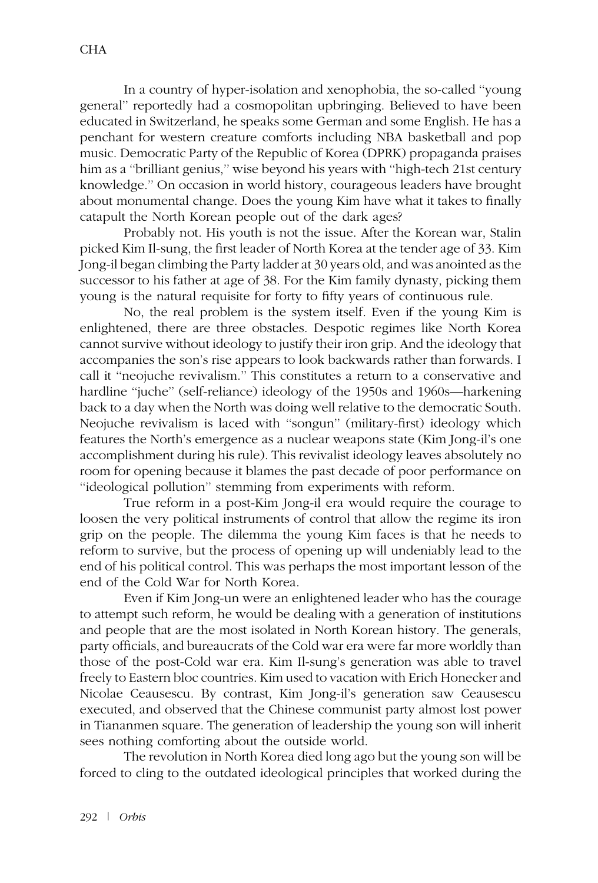In a country of hyper-isolation and xenophobia, the so-called "young general" reportedly had a cosmopolitan upbringing. Believed to have been educated in Switzerland, he speaks some German and some English. He has a penchant for western creature comforts including NBA basketball and pop music. Democratic Party of the Republic of Korea (DPRK) propaganda praises him as a "brilliant genius," wise beyond his years with "high-tech 21st century knowledge." On occasion in world history, courageous leaders have brought about monumental change. Does the young Kim have what it takes to finally catapult the North Korean people out of the dark ages?

Probably not. His youth is not the issue. After the Korean war, Stalin picked Kim Il-sung, the first leader of North Korea at the tender age of 33. Kim Jong-il began climbing the Party ladder at 30 years old, and was anointed as the successor to his father at age of 38. For the Kim family dynasty, picking them young is the natural requisite for forty to fifty years of continuous rule.

No, the real problem is the system itself. Even if the young Kim is enlightened, there are three obstacles. Despotic regimes like North Korea cannot survive without ideology to justify their iron grip. And the ideology that accompanies the son's rise appears to look backwards rather than forwards. I call it "neojuche revivalism." This constitutes a return to a conservative and hardline "juche" (self-reliance) ideology of the 1950s and 1960s—harkening back to a day when the North was doing well relative to the democratic South. Neojuche revivalism is laced with "songun" (military-first) ideology which features the North's emergence as a nuclear weapons state (Kim Jong-il's one accomplishment during his rule). This revivalist ideology leaves absolutely no room for opening because it blames the past decade of poor performance on "ideological pollution" stemming from experiments with reform.

True reform in a post-Kim Jong-il era would require the courage to loosen the very political instruments of control that allow the regime its iron grip on the people. The dilemma the young Kim faces is that he needs to reform to survive, but the process of opening up will undeniably lead to the end of his political control. This was perhaps the most important lesson of the end of the Cold War for North Korea.

Even if Kim Jong-un were an enlightened leader who has the courage to attempt such reform, he would be dealing with a generation of institutions and people that are the most isolated in North Korean history. The generals, party officials, and bureaucrats of the Cold war era were far more worldly than those of the post-Cold war era. Kim Il-sung's generation was able to travel freely to Eastern bloc countries. Kim used to vacation with Erich Honecker and Nicolae Ceausescu. By contrast, Kim Jong-il's generation saw Ceausescu executed, and observed that the Chinese communist party almost lost power in Tiananmen square. The generation of leadership the young son will inherit sees nothing comforting about the outside world.

The revolution in North Korea died long ago but the young son will be forced to cling to the outdated ideological principles that worked during the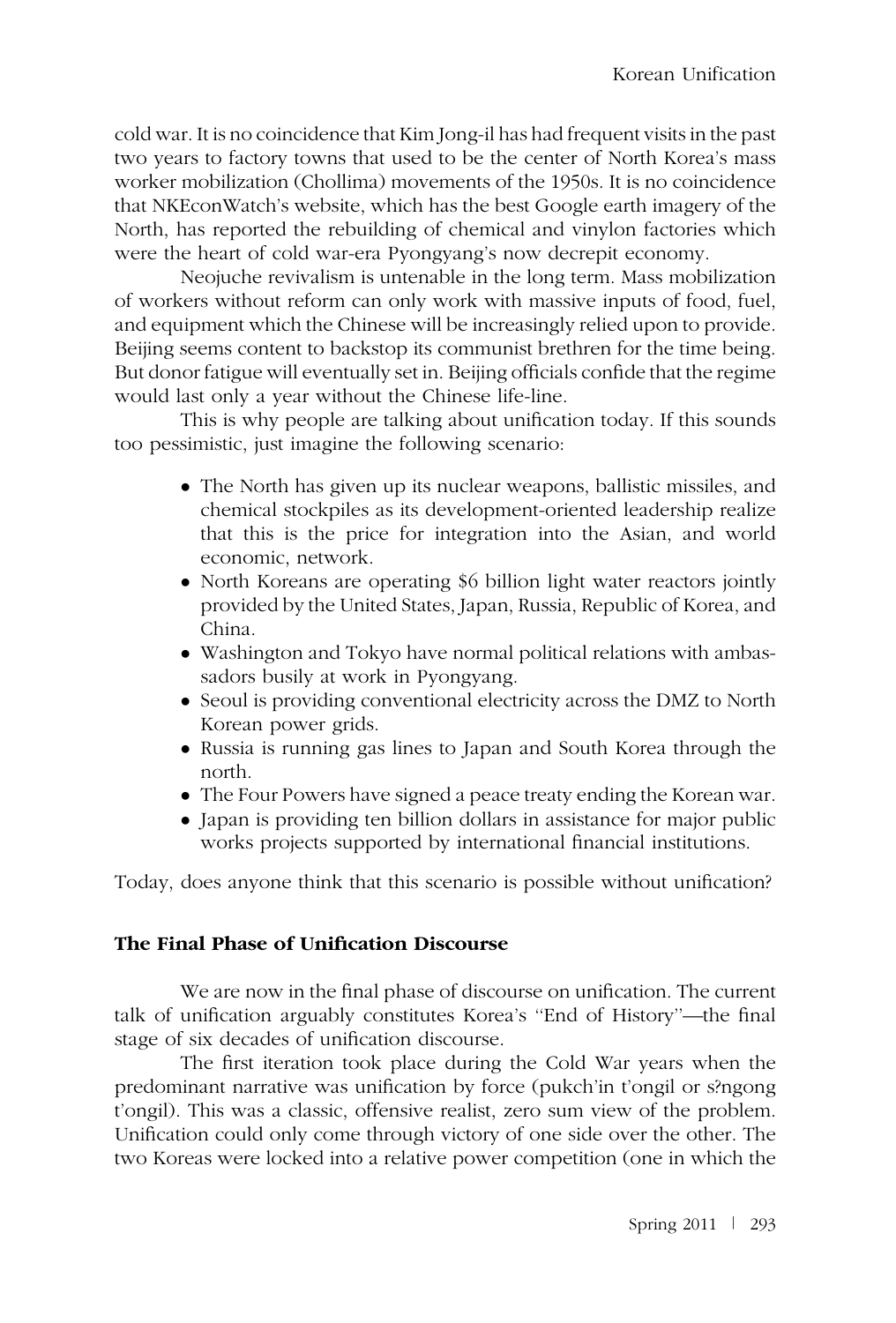cold war. It is no coincidence that Kim Jong-il has had frequent visits in the past two years to factory towns that used to be the center of North Korea's mass worker mobilization (Chollima) movements of the 1950s. It is no coincidence that NKEconWatch's website, which has the best Google earth imagery of the North, has reported the rebuilding of chemical and vinylon factories which were the heart of cold war-era Pyongyang's now decrepit economy.

Neojuche revivalism is untenable in the long term. Mass mobilization of workers without reform can only work with massive inputs of food, fuel, and equipment which the Chinese will be increasingly relied upon to provide. Beijing seems content to backstop its communist brethren for the time being. But donor fatigue will eventually set in. Beijing officials confide that the regime would last only a year without the Chinese life-line.

This is why people are talking about unification today. If this sounds too pessimistic, just imagine the following scenario:

- The North has given up its nuclear weapons, ballistic missiles, and chemical stockpiles as its development-oriented leadership realize that this is the price for integration into the Asian, and world economic, network.
- North Koreans are operating $6 billion light water reactors jointly provided by the United States, Japan, Russia, Republic of Korea, and China.
- Washington and Tokyo have normal political relations with ambassadors busily at work in Pyongyang.
- Seoul is providing conventional electricity across the DMZ to North Korean power grids.
- Russia is running gas lines to Japan and South Korea through the north.
- The Four Powers have signed a peace treaty ending the Korean war.
- Japan is providing ten billion dollars in assistance for major public works projects supported by international financial institutions.

Today, does anyone think that this scenario is possible without unification?

## The Final Phase of Unification Discourse

We are now in the final phase of discourse on unification. The current talk of unification arguably constitutes Korea's "End of History"—the final stage of six decades of unification discourse.

The first iteration took place during the Cold War years when the predominant narrative was unification by force (pukch'in t'ongil or s?ngong t'ongil). This was a classic, offensive realist, zero sum view of the problem. Unification could only come through victory of one side over the other. The two Koreas were locked into a relative power competition (one in which the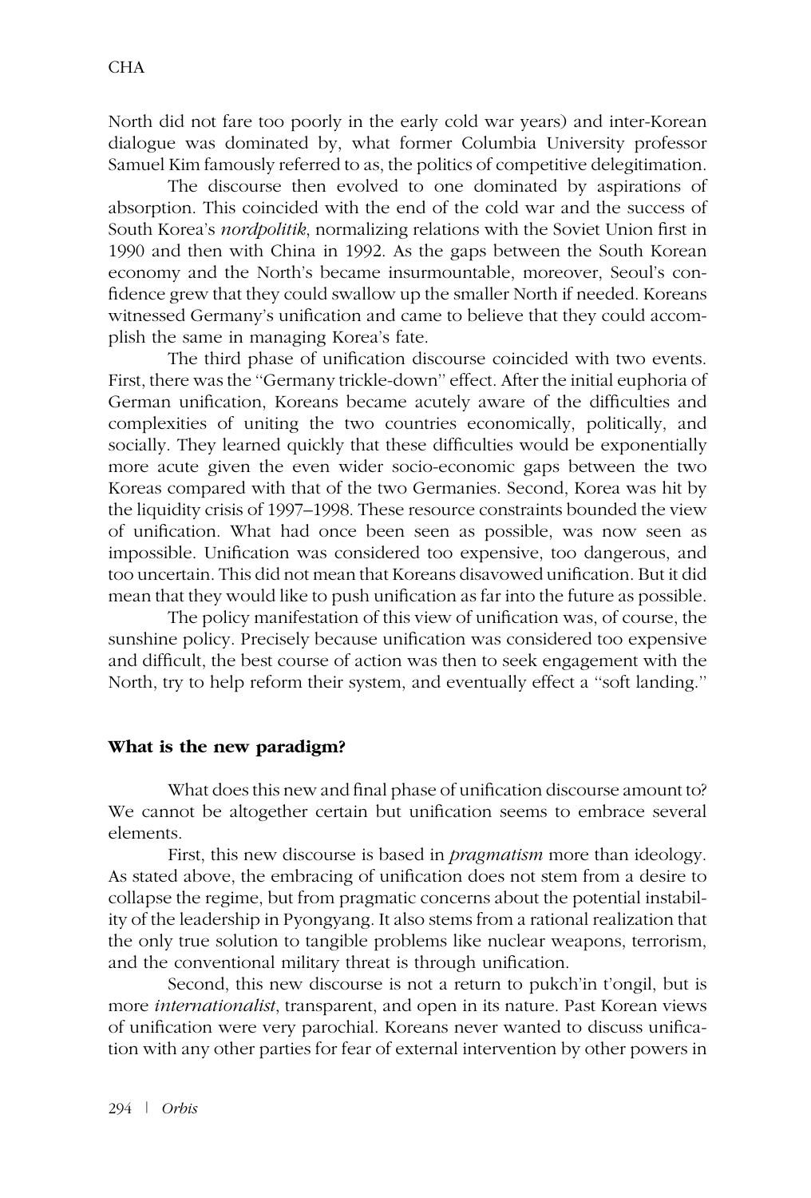North did not fare too poorly in the early cold war years) and inter-Korean dialogue was dominated by, what former Columbia University professor Samuel Kim famously referred to as, the politics of competitive delegitimation.

The discourse then evolved to one dominated by aspirations of absorption. This coincided with the end of the cold war and the success of South Korea's *nordpolitik*, normalizing relations with the Soviet Union first in 1990 and then with China in 1992. As the gaps between the South Korean economy and the North's became insurmountable, moreover, Seoul's confidence grew that they could swallow up the smaller North if needed. Koreans witnessed Germany's unification and came to believe that they could accomplish the same in managing Korea's fate.

The third phase of unification discourse coincided with two events. First, there was the "Germany trickle-down" effect. After the initial euphoria of German unification, Koreans became acutely aware of the difficulties and complexities of uniting the two countries economically, politically, and socially. They learned quickly that these difficulties would be exponentially more acute given the even wider socio-economic gaps between the two Koreas compared with that of the two Germanies. Second, Korea was hit by the liquidity crisis of 1997–1998. These resource constraints bounded the view of unification. What had once been seen as possible, was now seen as impossible. Unification was considered too expensive, too dangerous, and too uncertain. This did not mean that Koreans disavowed unification. But it did mean that they would like to push unification as far into the future as possible.

The policy manifestation of this view of unification was, of course, the sunshine policy. Precisely because unification was considered too expensive and difficult, the best course of action was then to seek engagement with the North, try to help reform their system, and eventually effect a "soft landing."

## What is the new paradigm?

What does this new and final phase of unification discourse amount to? We cannot be altogether certain but unification seems to embrace several elements.

First, this new discourse is based in *pragmatism* more than ideology. As stated above, the embracing of unification does not stem from a desire to collapse the regime, but from pragmatic concerns about the potential instability of the leadership in Pyongyang. It also stems from a rational realization that the only true solution to tangible problems like nuclear weapons, terrorism, and the conventional military threat is through unification.

Second, this new discourse is not a return to pukch'in t'ongil, but is more *internationalist*, transparent, and open in its nature. Past Korean views of unification were very parochial. Koreans never wanted to discuss unification with any other parties for fear of external intervention by other powers in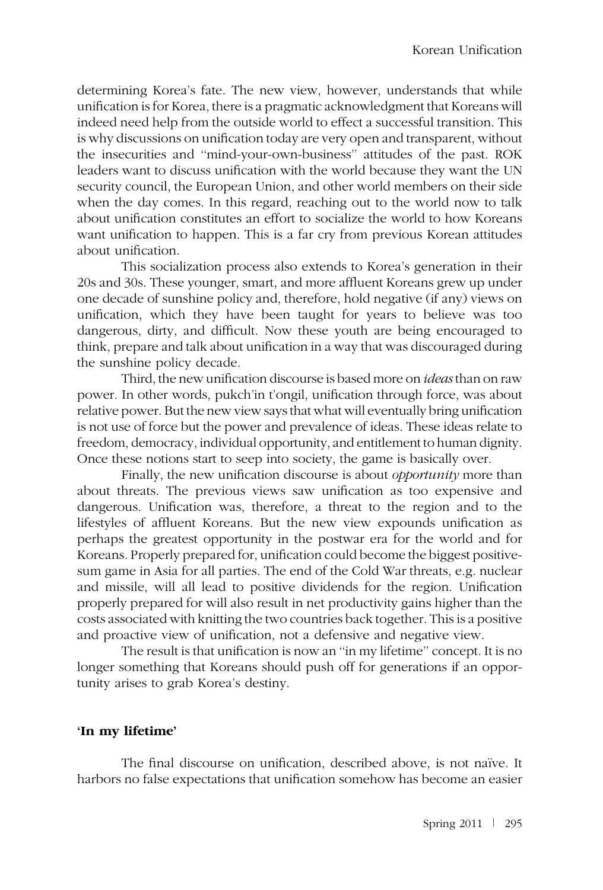determining Korea's fate. The new view, however, understands that while unification is for Korea, there is a pragmatic acknowledgment that Koreans will indeed need help from the outside world to effect a successful transition. This is why discussions on unification today are very open and transparent, without the insecurities and ''mind-your-own-business'' attitudes of the past. ROK leaders want to discuss unification with the world because they want the UN security council, the European Union, and other world members on their side when the day comes. In this regard, reaching out to the world now to talk about unification constitutes an effort to socialize the world to how Koreans want unification to happen. This is a far cry from previous Korean attitudes about unification.

This socialization process also extends to Korea's generation in their 20s and 30s. These younger, smart, and more affluent Koreans grew up under one decade of sunshine policy and, therefore, hold negative (if any) views on unification, which they have been taught for years to believe was too dangerous, dirty, and difficult. Now these youth are being encouraged to think, prepare and talk about unification in a way that was discouraged during the sunshine policy decade.

Third, the new unification discourse is based more on *ideas* than on raw power. In other words, pukch'in t'ongil, unification through force, was about relative power. But the new view says that what will eventually bring unification is not use of force but the power and prevalence of ideas. These ideas relate to freedom, democracy, individual opportunity, and entitlement to human dignity. Once these notions start to seep into society, the game is basically over.

Finally, the new unification discourse is about *opportunity* more than about threats. The previous views saw unification as too expensive and dangerous. Unification was, therefore, a threat to the region and to the lifestyles of affluent Koreans. But the new view expounds unification as perhaps the greatest opportunity in the postwar era for the world and for Koreans. Properly prepared for, unification could become the biggest positive-sum game in Asia for all parties. The end of the Cold War threats, e.g. nuclear and missile, will all lead to positive dividends for the region. Unification properly prepared for will also result in net productivity gains higher than the costs associated with knitting the two countries back together. This is a positive and proactive view of unification, not a defensive and negative view.

The result is that unification is now an ''in my lifetime'' concept. It is no longer something that Koreans should push off for generations if an opportunity arises to grab Korea's destiny.

## 'In my lifetime'

The final discourse on unification, described above, is not naïve. It harbors no false expectations that unification somehow has become an easier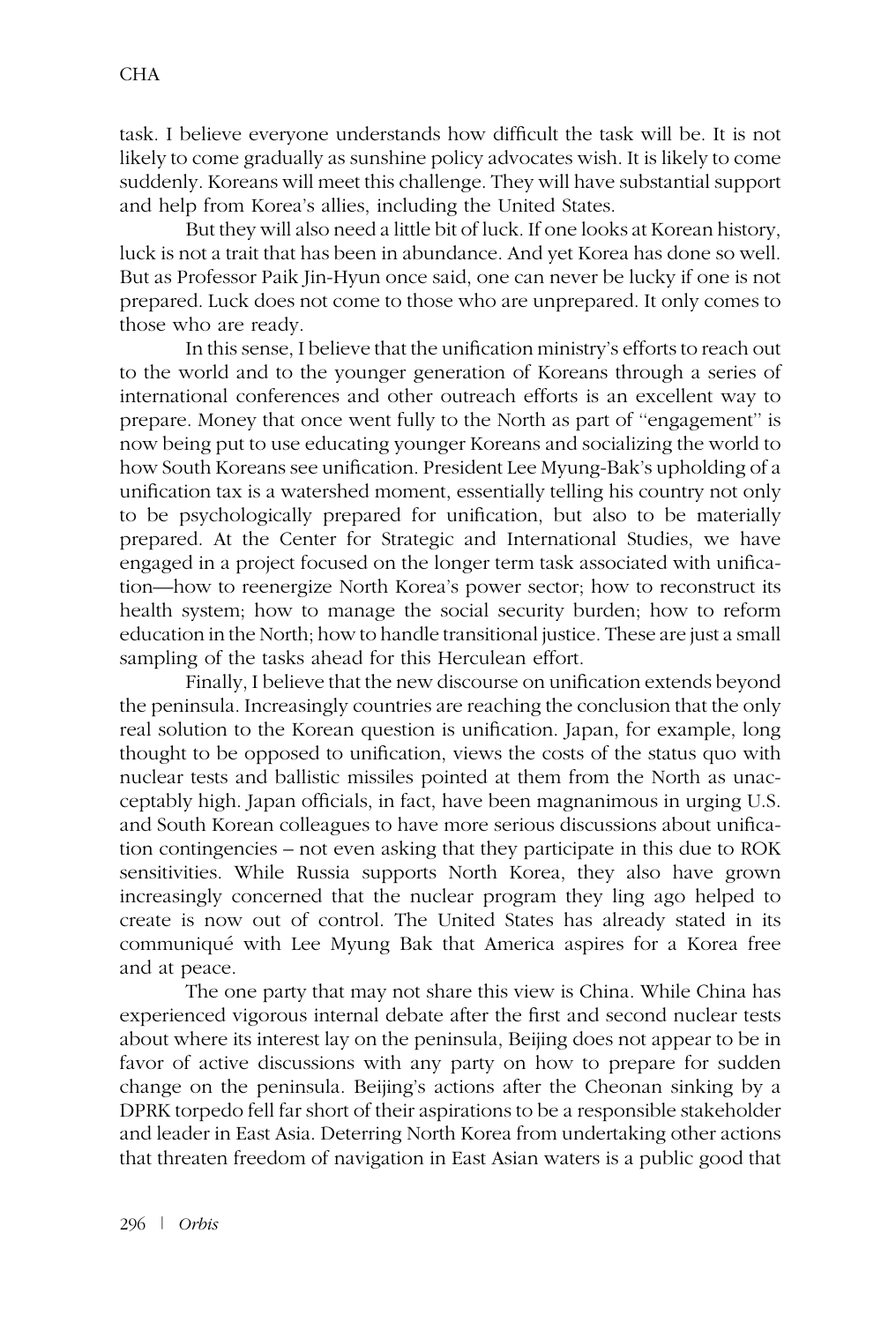task. I believe everyone understands how difficult the task will be. It is not likely to come gradually as sunshine policy advocates wish. It is likely to come suddenly. Koreans will meet this challenge. They will have substantial support and help from Korea's allies, including the United States.

But they will also need a little bit of luck. If one looks at Korean history, luck is not a trait that has been in abundance. And yet Korea has done so well. But as Professor Paik Jin-Hyun once said, one can never be lucky if one is not prepared. Luck does not come to those who are unprepared. It only comes to those who are ready.

In this sense, I believe that the unification ministry's efforts to reach out to the world and to the younger generation of Koreans through a series of international conferences and other outreach efforts is an excellent way to prepare. Money that once went fully to the North as part of ''engagement'' is now being put to use educating younger Koreans and socializing the world to how South Koreans see unification. President Lee Myung-Bak's upholding of a unification tax is a watershed moment, essentially telling his country not only to be psychologically prepared for unification, but also to be materially prepared. At the Center for Strategic and International Studies, we have engaged in a project focused on the longer term task associated with unification—how to reenergize North Korea's power sector; how to reconstruct its health system; how to manage the social security burden; how to reform education in the North; how to handle transitional justice. These are just a small sampling of the tasks ahead for this Herculean effort.

Finally, I believe that the new discourse on unification extends beyond the peninsula. Increasingly countries are reaching the conclusion that the only real solution to the Korean question is unification. Japan, for example, long thought to be opposed to unification, views the costs of the status quo with nuclear tests and ballistic missiles pointed at them from the North as unacceptably high. Japan officials, in fact, have been magnanimous in urging U.S. and South Korean colleagues to have more serious discussions about unification contingencies – not even asking that they participate in this due to ROK sensitivities. While Russia supports North Korea, they also have grown increasingly concerned that the nuclear program they ling ago helped to create is now out of control. The United States has already stated in its communiqué with Lee Myung Bak that America aspires for a Korea free and at peace.

The one party that may not share this view is China. While China has experienced vigorous internal debate after the first and second nuclear tests about where its interest lay on the peninsula, Beijing does not appear to be in favor of active discussions with any party on how to prepare for sudden change on the peninsula. Beijing's actions after the Cheonan sinking by a DPRK torpedo fell far short of their aspirations to be a responsible stakeholder and leader in East Asia. Deterring North Korea from undertaking other actions that threaten freedom of navigation in East Asian waters is a public good that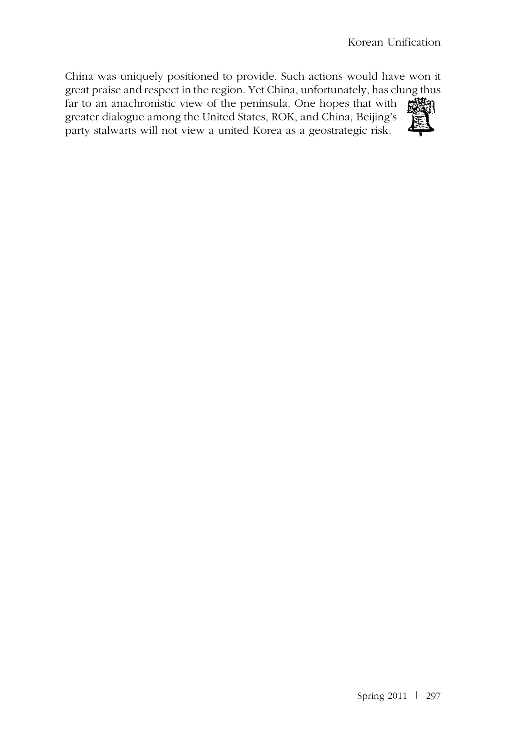China was uniquely positioned to provide. Such actions would have won it great praise and respect in the region. Yet China, unfortunately, has clung thus far to an anachronistic view of the peninsula. One hopes that with greater dialogue among the United States, ROK, and China, Beijing's party stalwarts will not view a united Korea as a geostrategic risk.